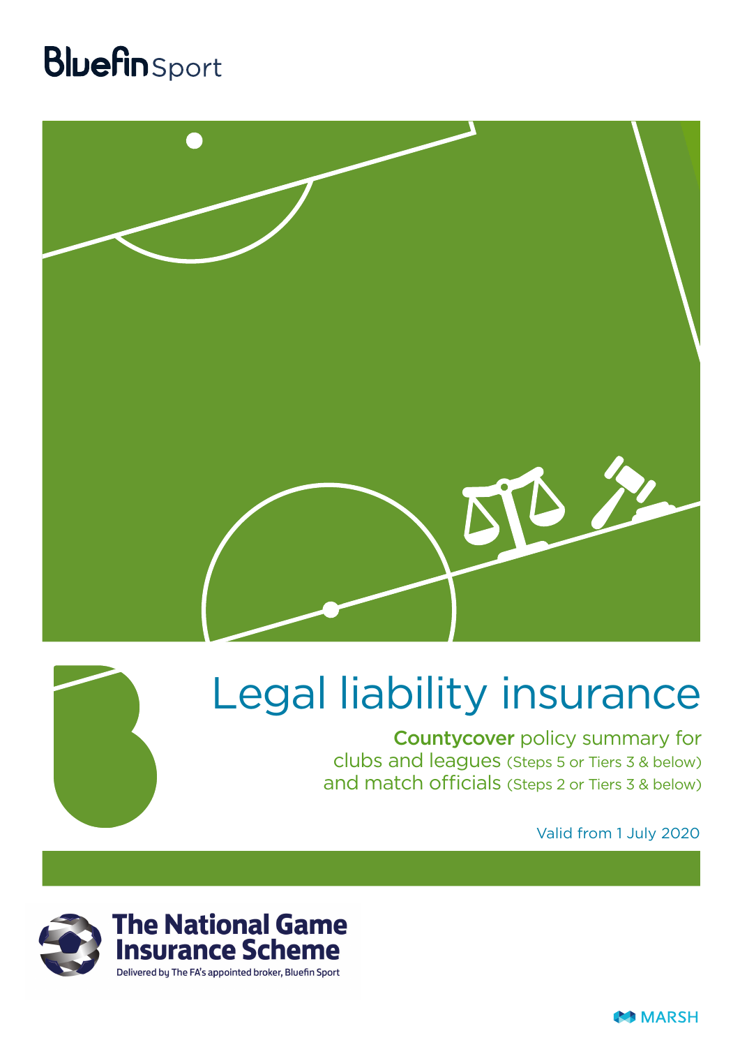BluefinSport

# Legal liability insurance

**Countycover** policy summary for clubs and leagues (Steps 5 or Tiers 3 & below) and match officials (Steps 2 or Tiers 3 & below)

Valid from 1 July 2020

The National Game Insurance Scheme

Delivered by The FA's appointed broker, Bluefin Sport

MARSH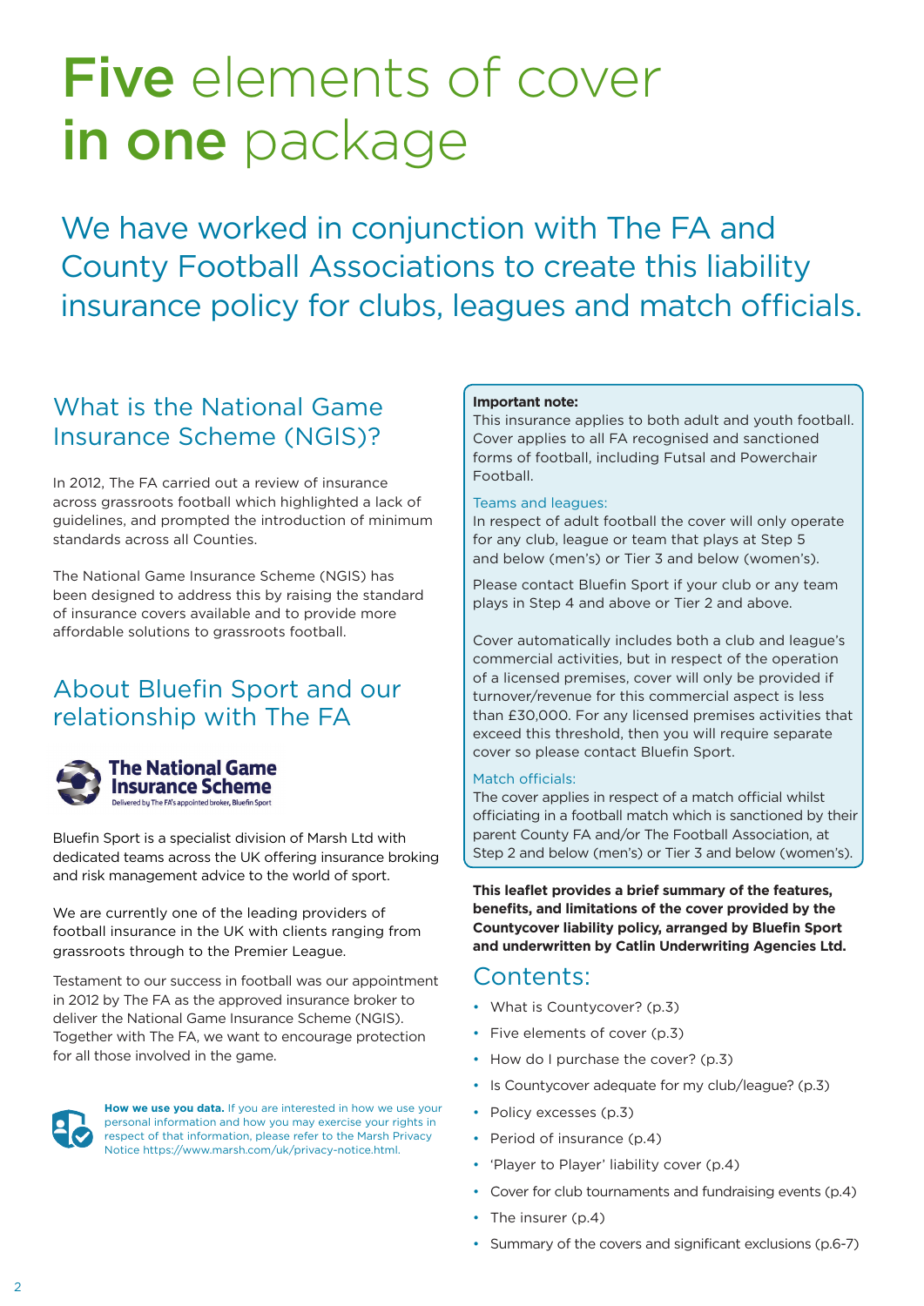# **Five** elements of cover **in one** package

We have worked in conjunction with The FA and County Football Associations to create this liability insurance policy for clubs, leagues and match officials.

## What is the National Game Insurance Scheme (NGIS)?

In 2012, The FA carried out a review of insurance across grassroots football which highlighted a lack of guidelines, and prompted the introduction of minimum standards across all Counties.

The National Game Insurance Scheme (NGIS) has been designed to address this by raising the standard of insurance covers available and to provide more affordable solutions to grassroots football.

## About Bluefin Sport and our relationship with The FA

The National Game Insurance Scheme
Delivered by The FA's appointed broker, Bluefin Sport

Bluefin Sport is a specialist division of Marsh Ltd with dedicated teams across the UK offering insurance broking and risk management advice to the world of sport.

We are currently one of the leading providers of football insurance in the UK with clients ranging from grassroots through to the Premier League.

Testament to our success in football was our appointment in 2012 by The FA as the approved insurance broker to deliver the National Game Insurance Scheme (NGIS). Together with The FA, we want to encourage protection for all those involved in the game.

**How we use you data.** If you are interested in how we use your personal information and how you may exercise your rights in respect of that information, please refer to the Marsh Privacy Notice https://www.marsh.com/uk/privacy-notice.html.

**Important note:**
This insurance applies to both adult and youth football. Cover applies to all FA recognised and sanctioned forms of football, including Futsal and Powerchair Football.

Teams and leagues:
In respect of adult football the cover will only operate for any club, league or team that plays at Step 5 and below (men's) or Tier 3 and below (women's).

Please contact Bluefin Sport if your club or any team plays in Step 4 and above or Tier 2 and above.

Cover automatically includes both a club and league's commercial activities, but in respect of the operation of a licensed premises, cover will only be provided if turnover/revenue for this commercial aspect is less than £30,000. For any licensed premises activities that exceed this threshold, then you will require separate cover so please contact Bluefin Sport.

Match officials:
The cover applies in respect of a match official whilst officiating in a football match which is sanctioned by their parent County FA and/or The Football Association, at Step 2 and below (men's) or Tier 3 and below (women's).

**This leaflet provides a brief summary of the features, benefits, and limitations of the cover provided by the Countycover liability policy, arranged by Bluefin Sport and underwritten by Catlin Underwriting Agencies Ltd.**

## Contents:

- What is Countycover? (p.3)
- Five elements of cover (p.3)
- How do I purchase the cover? (p.3)
- Is Countycover adequate for my club/league? (p.3)
- Policy excesses (p.3)
- Period of insurance (p.4)
- 'Player to Player' liability cover (p.4)
- Cover for club tournaments and fundraising events (p.4)
- The insurer (p.4)
- Summary of the covers and significant exclusions (p.6-7)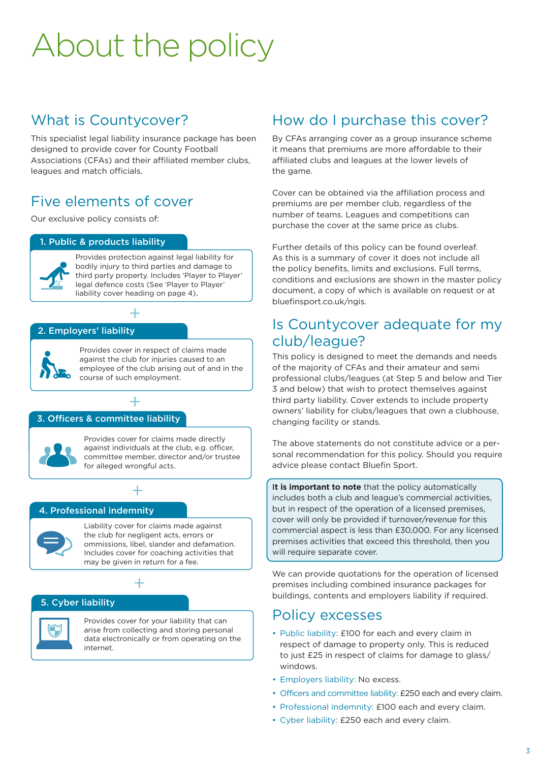# About the policy

## What is Countycover?

This specialist legal liability insurance package has been designed to provide cover for County Football Associations (CFAs) and their affiliated member clubs, leagues and match officials.

## Five elements of cover

Our exclusive policy consists of:

### 1. Public & products liability

Provides protection against legal liability for bodily injury to third parties and damage to third party property. Includes 'Player to Player' legal defence costs (See 'Player to Player' liability cover heading on page 4).

+

### 2. Employers' liability

Provides cover in respect of claims made against the club for injuries caused to an employee of the club arising out of and in the course of such employment.

+

### 3. Officers & committee liability

Provides cover for claims made directly against individuals at the club, e.g. officer, committee member, director and/or trustee for alleged wrongful acts.

+

### 4. Professional indemnity

Liability cover for claims made against the club for negligent acts, errors or ommissions, libel, slander and defamation. Includes cover for coaching activities that may be given in return for a fee.

+

### 5. Cyber liability

Provides cover for your liability that can arise from collecting and storing personal data electronically or from operating on the internet.

## How do I purchase this cover?

By CFAs arranging cover as a group insurance scheme it means that premiums are more affordable to their affiliated clubs and leagues at the lower levels of the game.

Cover can be obtained via the affiliation process and premiums are per member club, regardless of the number of teams. Leagues and competitions can purchase the cover at the same price as clubs.

Further details of this policy can be found overleaf. As this is a summary of cover it does not include all the policy benefits, limits and exclusions. Full terms, conditions and exclusions are shown in the master policy document, a copy of which is available on request or at bluefinsport.co.uk/ngis.

## Is Countycover adequate for my club/league?

This policy is designed to meet the demands and needs of the majority of CFAs and their amateur and semi professional clubs/leagues (at Step 5 and below and Tier 3 and below) that wish to protect themselves against third party liability. Cover extends to include property owners' liability for clubs/leagues that own a clubhouse, changing facility or stands.

The above statements do not constitute advice or a personal recommendation for this policy. Should you require advice please contact Bluefin Sport.

**It is important to note** that the policy automatically includes both a club and league's commercial activities, but in respect of the operation of a licensed premises, cover will only be provided if turnover/revenue for this commercial aspect is less than £30,000. For any licensed premises activities that exceed this threshold, then you will require separate cover.

We can provide quotations for the operation of licensed premises including combined insurance packages for buildings, contents and employers liability if required.

## Policy excesses

- Public liability: £100 for each and every claim in respect of damage to property only. This is reduced to just £25 in respect of claims for damage to glass/ windows.
- Employers liability: No excess.
- Officers and committee liability: £250 each and every claim.
- Professional indemnity: £100 each and every claim.
- Cyber liability: £250 each and every claim.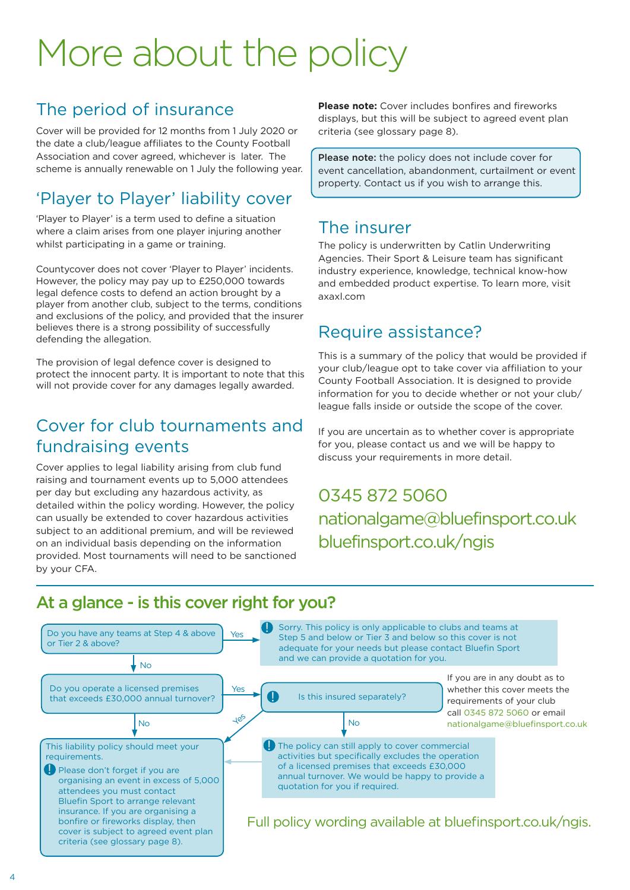# More about the policy

## The period of insurance

Cover will be provided for 12 months from 1 July 2020 or the date a club/league affiliates to the County Football Association and cover agreed, whichever is later. The scheme is annually renewable on 1 July the following year.

## 'Player to Player' liability cover

'Player to Player' is a term used to define a situation where a claim arises from one player injuring another whilst participating in a game or training.

Countycover does not cover 'Player to Player' incidents. However, the policy may pay up to £250,000 towards legal defence costs to defend an action brought by a player from another club, subject to the terms, conditions and exclusions of the policy, and provided that the insurer believes there is a strong possibility of successfully defending the allegation.

The provision of legal defence cover is designed to protect the innocent party. It is important to note that this will not provide cover for any damages legally awarded.

## Cover for club tournaments and fundraising events

Cover applies to legal liability arising from club fund raising and tournament events up to 5,000 attendees per day but excluding any hazardous activity, as detailed within the policy wording. However, the policy can usually be extended to cover hazardous activities subject to an additional premium, and will be reviewed on an individual basis depending on the information provided. Most tournaments will need to be sanctioned by your CFA.

**Please note:** Cover includes bonfires and fireworks displays, but this will be subject to agreed event plan criteria (see glossary page 8).

**Please note:** the policy does not include cover for event cancellation, abandonment, curtailment or event property. Contact us if you wish to arrange this.

## The insurer

The policy is underwritten by Catlin Underwriting Agencies. Their Sport & Leisure team has significant industry experience, knowledge, technical know-how and embedded product expertise. To learn more, visit axaxl.com

## Require assistance?

This is a summary of the policy that would be provided if your club/league opt to take cover via affiliation to your County Football Association. It is designed to provide information for you to decide whether or not your club/league falls inside or outside the scope of the cover.

If you are uncertain as to whether cover is appropriate for you, please contact us and we will be happy to discuss your requirements in more detail.

0345 872 5060
nationalgame@bluefinsport.co.uk
bluefinsport.co.uk/ngis

## At a glance - is this cover right for you?

**Do you have any teams at Step 4 & above or Tier 2 & above?**

- Yes → Sorry. This policy is only applicable to clubs and teams at Step 5 and below or Tier 3 and below so this cover is not adequate for your needs but please contact Bluefin Sport and we can provide a quotation for you.
- No → **Do you operate a licensed premises that exceeds £30,000 annual turnover?**
  - Yes → **Is this insured separately?**
    - Yes → This liability policy should meet your requirements.
    - No → The policy can still apply to cover commercial activities but specifically excludes the operation of a licensed premises that exceeds £30,000 annual turnover. We would be happy to provide a quotation for you if required.
  - No → This liability policy should meet your requirements.

This liability policy should meet your requirements.

Please don't forget if you are organising an event in excess of 5,000 attendees you must contact Bluefin Sport to arrange relevant insurance. If you are organising a bonfire or fireworks display, then cover is subject to agreed event plan criteria (see glossary page 8).

If you are in any doubt as to whether this cover meets the requirements of your club call 0345 872 5060 or email nationalgame@bluefinsport.co.uk

Full policy wording available at bluefinsport.co.uk/ngis.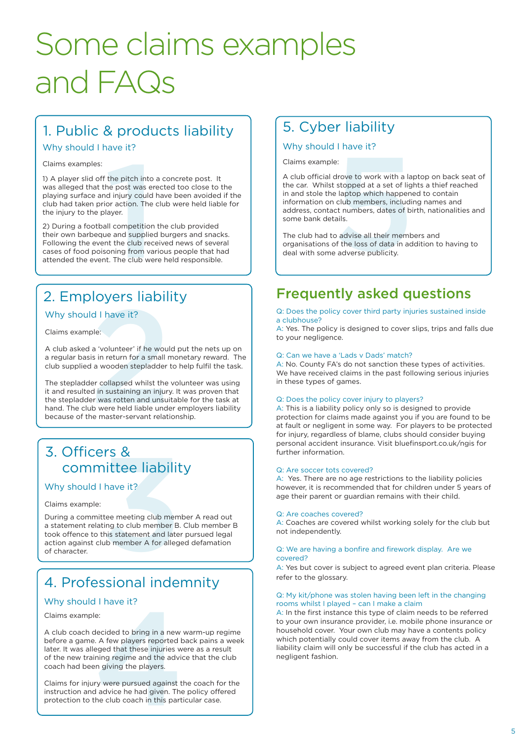# Some claims examples and FAQs

## 1. Public & products liability

### Why should I have it?

Claims examples:

1) A player slid off the pitch into a concrete post. It was alleged that the post was erected too close to the playing surface and injury could have been avoided if the club had taken prior action. The club were held liable for the injury to the player.

2) During a football competition the club provided their own barbeque and supplied burgers and snacks. Following the event the club received news of several cases of food poisoning from various people that had attended the event. The club were held responsible.

## 2. Employers liability

### Why should I have it?

Claims example:

A club asked a ‘volunteer’ if he would put the nets up on a regular basis in return for a small monetary reward. The club supplied a wooden stepladder to help fulfil the task.

The stepladder collapsed whilst the volunteer was using it and resulted in sustaining an injury. It was proven that the stepladder was rotten and unsuitable for the task at hand. The club were held liable under employers liability because of the master-servant relationship.

## 3. Officers & committee liability

### Why should I have it?

Claims example:

During a committee meeting club member A read out a statement relating to club member B. Club member B took offence to this statement and later pursued legal action against club member A for alleged defamation of character.

## 4. Professional indemnity

### Why should I have it?

Claims example:

A club coach decided to bring in a new warm-up regime before a game. A few players reported back pains a week later. It was alleged that these injuries were as a result of the new training regime and the advice that the club coach had been giving the players.

Claims for injury were pursued against the coach for the instruction and advice he had given. The policy offered protection to the club coach in this particular case.

## 5. Cyber liability

### Why should I have it?

Claims example:

A club official drove to work with a laptop on back seat of the car. Whilst stopped at a set of lights a thief reached in and stole the laptop which happened to contain information on club members, including names and address, contact numbers, dates of birth, nationalities and some bank details.

The club had to advise all their members and organisations of the loss of data in addition to having to deal with some adverse publicity.

## Frequently asked questions

Q: Does the policy cover third party injuries sustained inside a clubhouse?
A: Yes. The policy is designed to cover slips, trips and falls due to your negligence.

Q: Can we have a ‘Lads v Dads’ match?
A: No. County FA’s do not sanction these types of activities. We have received claims in the past following serious injuries in these types of games.

Q: Does the policy cover injury to players?
A: This is a liability policy only so is designed to provide protection for claims made against you if you are found to be at fault or negligent in some way. For players to be protected for injury, regardless of blame, clubs should consider buying personal accident insurance. Visit bluefinsport.co.uk/ngis for further information.

Q: Are soccer tots covered?
A: Yes. There are no age restrictions to the liability policies however, it is recommended that for children under 5 years of age their parent or guardian remains with their child.

Q: Are coaches covered?
A: Coaches are covered whilst working solely for the club but not independently.

Q: We are having a bonfire and firework display. Are we covered?
A: Yes but cover is subject to agreed event plan criteria. Please refer to the glossary.

Q: My kit/phone was stolen having been left in the changing rooms whilst I played – can I make a claim
A: In the first instance this type of claim needs to be referred to your own insurance provider, i.e. mobile phone insurance or household cover. Your own club may have a contents policy which potentially could cover items away from the club. A liability claim will only be successful if the club has acted in a negligent fashion.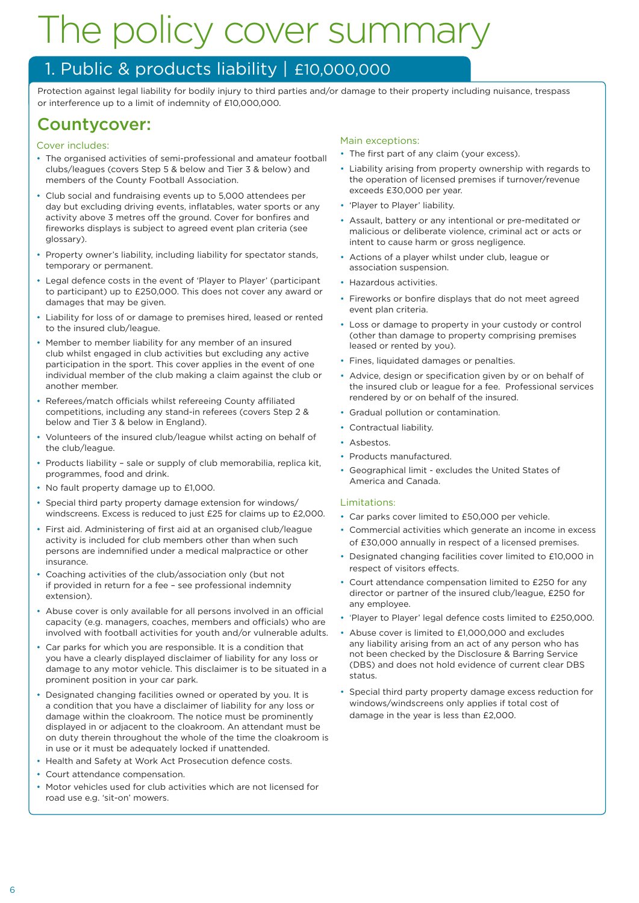# The policy cover summary

## 1. Public & products liability | £10,000,000

Protection against legal liability for bodily injury to third parties and/or damage to their property including nuisance, trespass or interference up to a limit of indemnity of £10,000,000.

## Countycover:

### Cover includes:

- The organised activities of semi-professional and amateur football clubs/leagues (covers Step 5 & below and Tier 3 & below) and members of the County Football Association.
- Club social and fundraising events up to 5,000 attendees per day but excluding driving events, inflatables, water sports or any activity above 3 metres off the ground. Cover for bonfires and fireworks displays is subject to agreed event plan criteria (see glossary).
- Property owner's liability, including liability for spectator stands, temporary or permanent.
- Legal defence costs in the event of 'Player to Player' (participant to participant) up to £250,000. This does not cover any award or damages that may be given.
- Liability for loss of or damage to premises hired, leased or rented to the insured club/league.
- Member to member liability for any member of an insured club whilst engaged in club activities but excluding any active participation in the sport. This cover applies in the event of one individual member of the club making a claim against the club or another member.
- Referees/match officials whilst refereeing County affiliated competitions, including any stand-in referees (covers Step 2 & below and Tier 3 & below in England).
- Volunteers of the insured club/league whilst acting on behalf of the club/league.
- Products liability – sale or supply of club memorabilia, replica kit, programmes, food and drink.
- No fault property damage up to £1,000.
- Special third party property damage extension for windows/ windscreens. Excess is reduced to just £25 for claims up to £2,000.
- First aid. Administering of first aid at an organised club/league activity is included for club members other than when such persons are indemnified under a medical malpractice or other insurance.
- Coaching activities of the club/association only (but not if provided in return for a fee – see professional indemnity extension).
- Abuse cover is only available for all persons involved in an official capacity (e.g. managers, coaches, members and officials) who are involved with football activities for youth and/or vulnerable adults.
- Car parks for which you are responsible. It is a condition that you have a clearly displayed disclaimer of liability for any loss or damage to any motor vehicle. This disclaimer is to be situated in a prominent position in your car park.
- Designated changing facilities owned or operated by you. It is a condition that you have a disclaimer of liability for any loss or damage within the cloakroom. The notice must be prominently displayed in or adjacent to the cloakroom. An attendant must be on duty therein throughout the whole of the time the cloakroom is in use or it must be adequately locked if unattended.
- Health and Safety at Work Act Prosecution defence costs.
- Court attendance compensation.
- Motor vehicles used for club activities which are not licensed for road use e.g. 'sit-on' mowers.

### Main exceptions:

- The first part of any claim (your excess).
- Liability arising from property ownership with regards to the operation of licensed premises if turnover/revenue exceeds £30,000 per year.
- 'Player to Player' liability.
- Assault, battery or any intentional or pre-meditated or malicious or deliberate violence, criminal act or acts or intent to cause harm or gross negligence.
- Actions of a player whilst under club, league or association suspension.
- Hazardous activities.
- Fireworks or bonfire displays that do not meet agreed event plan criteria.
- Loss or damage to property in your custody or control (other than damage to property comprising premises leased or rented by you).
- Fines, liquidated damages or penalties.
- Advice, design or specification given by or on behalf of the insured club or league for a fee. Professional services rendered by or on behalf of the insured.
- Gradual pollution or contamination.
- Contractual liability.
- Asbestos.
- Products manufactured.
- Geographical limit - excludes the United States of America and Canada.

### Limitations:

- Car parks cover limited to £50,000 per vehicle.
- Commercial activities which generate an income in excess of £30,000 annually in respect of a licensed premises.
- Designated changing facilities cover limited to £10,000 in respect of visitors effects.
- Court attendance compensation limited to £250 for any director or partner of the insured club/league, £250 for any employee.
- 'Player to Player' legal defence costs limited to £250,000.
- Abuse cover is limited to £1,000,000 and excludes any liability arising from an act of any person who has not been checked by the Disclosure & Barring Service (DBS) and does not hold evidence of current clear DBS status.
- Special third party property damage excess reduction for windows/windscreens only applies if total cost of damage in the year is less than £2,000.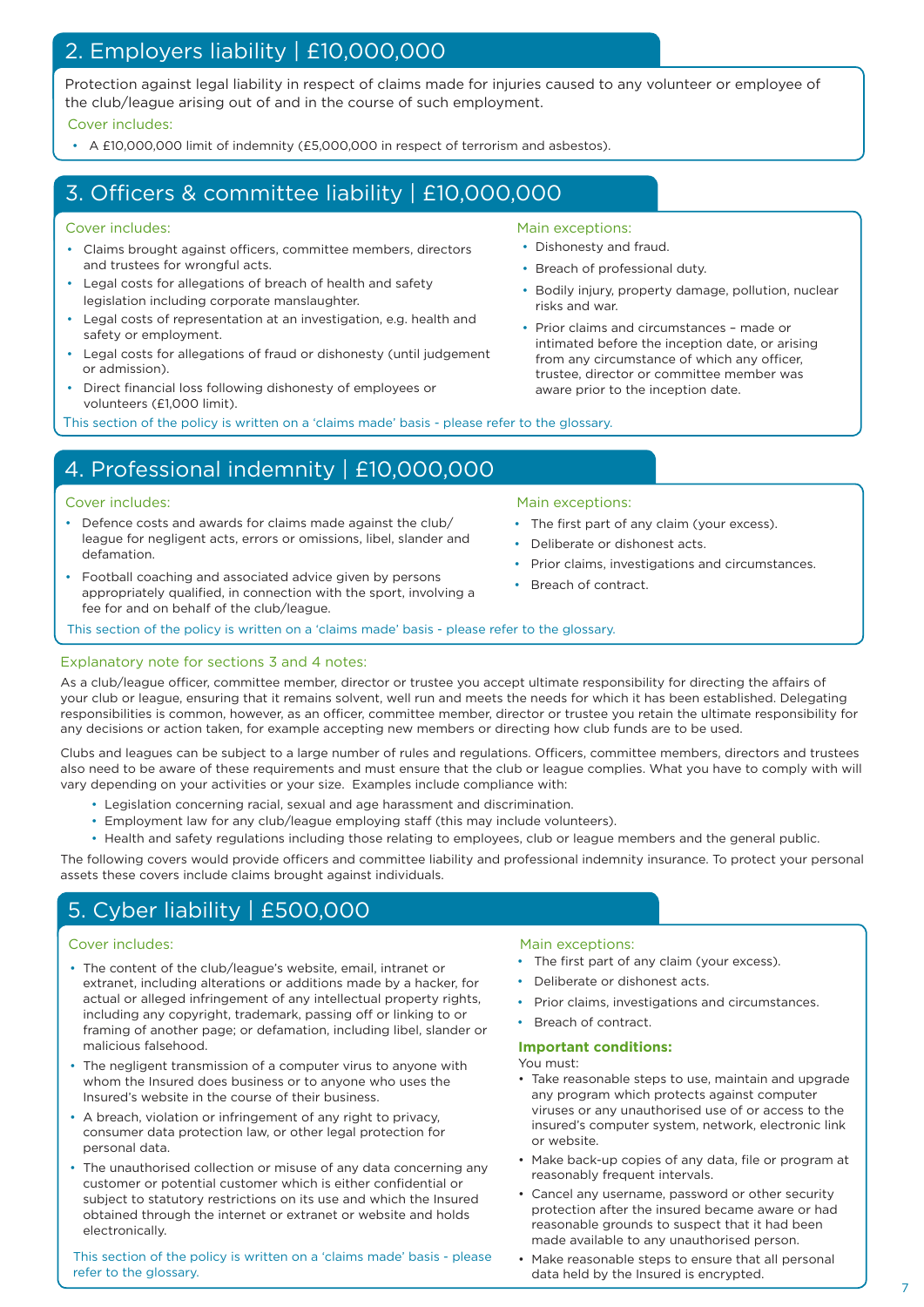## 2. Employers liability | £10,000,000

Protection against legal liability in respect of claims made for injuries caused to any volunteer or employee of the club/league arising out of and in the course of such employment.

Cover includes:

- A £10,000,000 limit of indemnity (£5,000,000 in respect of terrorism and asbestos).

## 3. Officers & committee liability | £10,000,000

Cover includes:

- Claims brought against officers, committee members, directors and trustees for wrongful acts.
- Legal costs for allegations of breach of health and safety legislation including corporate manslaughter.
- Legal costs of representation at an investigation, e.g. health and safety or employment.
- Legal costs for allegations of fraud or dishonesty (until judgement or admission).
- Direct financial loss following dishonesty of employees or volunteers (£1,000 limit).

Main exceptions:

- Dishonesty and fraud.
- Breach of professional duty.
- Bodily injury, property damage, pollution, nuclear risks and war.
- Prior claims and circumstances – made or intimated before the inception date, or arising from any circumstance of which any officer, trustee, director or committee member was aware prior to the inception date.

This section of the policy is written on a 'claims made' basis - please refer to the glossary.

## 4. Professional indemnity | £10,000,000

Cover includes:

- Defence costs and awards for claims made against the club/league for negligent acts, errors or omissions, libel, slander and defamation.
- Football coaching and associated advice given by persons appropriately qualified, in connection with the sport, involving a fee for and on behalf of the club/league.

Main exceptions:

- The first part of any claim (your excess).
- Deliberate or dishonest acts.
- Prior claims, investigations and circumstances.
- Breach of contract.

This section of the policy is written on a 'claims made' basis - please refer to the glossary.

### Explanatory note for sections 3 and 4 notes:

As a club/league officer, committee member, director or trustee you accept ultimate responsibility for directing the affairs of your club or league, ensuring that it remains solvent, well run and meets the needs for which it has been established. Delegating responsibilities is common, however, as an officer, committee member, director or trustee you retain the ultimate responsibility for any decisions or action taken, for example accepting new members or directing how club funds are to be used.

Clubs and leagues can be subject to a large number of rules and regulations. Officers, committee members, directors and trustees also need to be aware of these requirements and must ensure that the club or league complies. What you have to comply with will vary depending on your activities or your size. Examples include compliance with:

- Legislation concerning racial, sexual and age harassment and discrimination.
- Employment law for any club/league employing staff (this may include volunteers).
- Health and safety regulations including those relating to employees, club or league members and the general public.

The following covers would provide officers and committee liability and professional indemnity insurance. To protect your personal assets these covers include claims brought against individuals.

## 5. Cyber liability | £500,000

Cover includes:

- The content of the club/league's website, email, intranet or extranet, including alterations or additions made by a hacker, for actual or alleged infringement of any intellectual property rights, including any copyright, trademark, passing off or linking to or framing of another page; or defamation, including libel, slander or malicious falsehood.
- The negligent transmission of a computer virus to anyone with whom the Insured does business or to anyone who uses the Insured's website in the course of their business.
- A breach, violation or infringement of any right to privacy, consumer data protection law, or other legal protection for personal data.
- The unauthorised collection or misuse of any data concerning any customer or potential customer which is either confidential or subject to statutory restrictions on its use and which the Insured obtained through the internet or extranet or website and holds electronically.

This section of the policy is written on a 'claims made' basis - please refer to the glossary.

Main exceptions:

- The first part of any claim (your excess).
- Deliberate or dishonest acts.
- Prior claims, investigations and circumstances.
- Breach of contract.

**Important conditions:**

You must:

- Take reasonable steps to use, maintain and upgrade any program which protects against computer viruses or any unauthorised use of or access to the insured's computer system, network, electronic link or website.
- Make back-up copies of any data, file or program at reasonably frequent intervals.
- Cancel any username, password or other security protection after the insured became aware or had reasonable grounds to suspect that it had been made available to any unauthorised person.
- Make reasonable steps to ensure that all personal data held by the Insured is encrypted.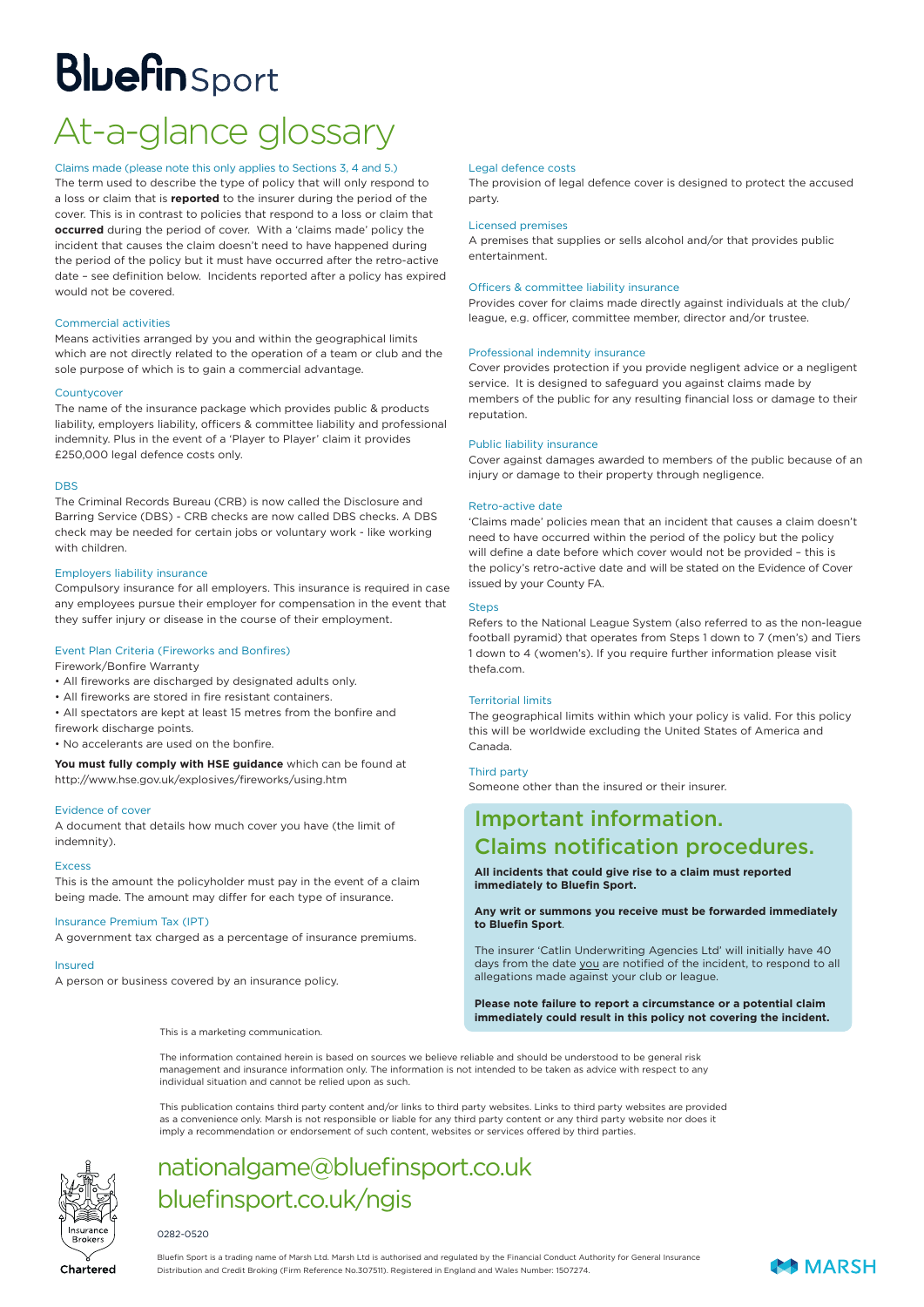# BluefinSport

# At-a-glance glossary

### Claims made (please note this only applies to Sections 3, 4 and 5.)

The term used to describe the type of policy that will only respond to a loss or claim that is **reported** to the insurer during the period of the cover. This is in contrast to policies that respond to a loss or claim that **occurred** during the period of cover. With a 'claims made' policy the incident that causes the claim doesn't need to have happened during the period of the policy but it must have occurred after the retro-active date – see definition below. Incidents reported after a policy has expired would not be covered.

### Commercial activities

Means activities arranged by you and within the geographical limits which are not directly related to the operation of a team or club and the sole purpose of which is to gain a commercial advantage.

### Countycover

The name of the insurance package which provides public & products liability, employers liability, officers & committee liability and professional indemnity. Plus in the event of a 'Player to Player' claim it provides £250,000 legal defence costs only.

### DBS

The Criminal Records Bureau (CRB) is now called the Disclosure and Barring Service (DBS) - CRB checks are now called DBS checks. A DBS check may be needed for certain jobs or voluntary work - like working with children.

### Employers liability insurance

Compulsory insurance for all employers. This insurance is required in case any employees pursue their employer for compensation in the event that they suffer injury or disease in the course of their employment.

### Event Plan Criteria (Fireworks and Bonfires)

Firework/Bonfire Warranty

- All fireworks are discharged by designated adults only.
- All fireworks are stored in fire resistant containers.
- All spectators are kept at least 15 metres from the bonfire and firework discharge points.
- No accelerants are used on the bonfire.

**You must fully comply with HSE guidance** which can be found at http://www.hse.gov.uk/explosives/fireworks/using.htm

### Evidence of cover

A document that details how much cover you have (the limit of indemnity).

### Excess

This is the amount the policyholder must pay in the event of a claim being made. The amount may differ for each type of insurance.

### Insurance Premium Tax (IPT)

A government tax charged as a percentage of insurance premiums.

### Insured

A person or business covered by an insurance policy.

### Legal defence costs

The provision of legal defence cover is designed to protect the accused party.

### Licensed premises

A premises that supplies or sells alcohol and/or that provides public entertainment.

### Officers & committee liability insurance

Provides cover for claims made directly against individuals at the club/league, e.g. officer, committee member, director and/or trustee.

### Professional indemnity insurance

Cover provides protection if you provide negligent advice or a negligent service. It is designed to safeguard you against claims made by members of the public for any resulting financial loss or damage to their reputation.

### Public liability insurance

Cover against damages awarded to members of the public because of an injury or damage to their property through negligence.

### Retro-active date

'Claims made' policies mean that an incident that causes a claim doesn't need to have occurred within the period of the policy but the policy will define a date before which cover would not be provided – this is the policy's retro-active date and will be stated on the Evidence of Cover issued by your County FA.

### Steps

Refers to the National League System (also referred to as the non-league football pyramid) that operates from Steps 1 down to 7 (men's) and Tiers 1 down to 4 (women's). If you require further information please visit thefa.com.

### Territorial limits

The geographical limits within which your policy is valid. For this policy this will be worldwide excluding the United States of America and Canada.

### Third party

Someone other than the insured or their insurer.

## Important information. Claims notification procedures.

**All incidents that could give rise to a claim must reported immediately to Bluefin Sport.**

**Any writ or summons you receive must be forwarded immediately to Bluefin Sport**.

The insurer 'Catlin Underwriting Agencies Ltd' will initially have 40 days from the date you are notified of the incident, to respond to all allegations made against your club or league.

**Please note failure to report a circumstance or a potential claim immediately could result in this policy not covering the incident.**

This is a marketing communication.

The information contained herein is based on sources we believe reliable and should be understood to be general risk management and insurance information only. The information is not intended to be taken as advice with respect to any individual situation and cannot be relied upon as such.

This publication contains third party content and/or links to third party websites. Links to third party websites are provided as a convenience only. Marsh is not responsible or liable for any third party content or any third party website nor does it imply a recommendation or endorsement of such content, websites or services offered by third parties.

nationalgame@bluefinsport.co.uk
bluefinsport.co.uk/ngis

0282-0520

Bluefin Sport is a trading name of Marsh Ltd. Marsh Ltd is authorised and regulated by the Financial Conduct Authority for General Insurance Distribution and Credit Broking (Firm Reference No.307511). Registered in England and Wales Number: 1507274.

Insurance Brokers Chartered

MARSH